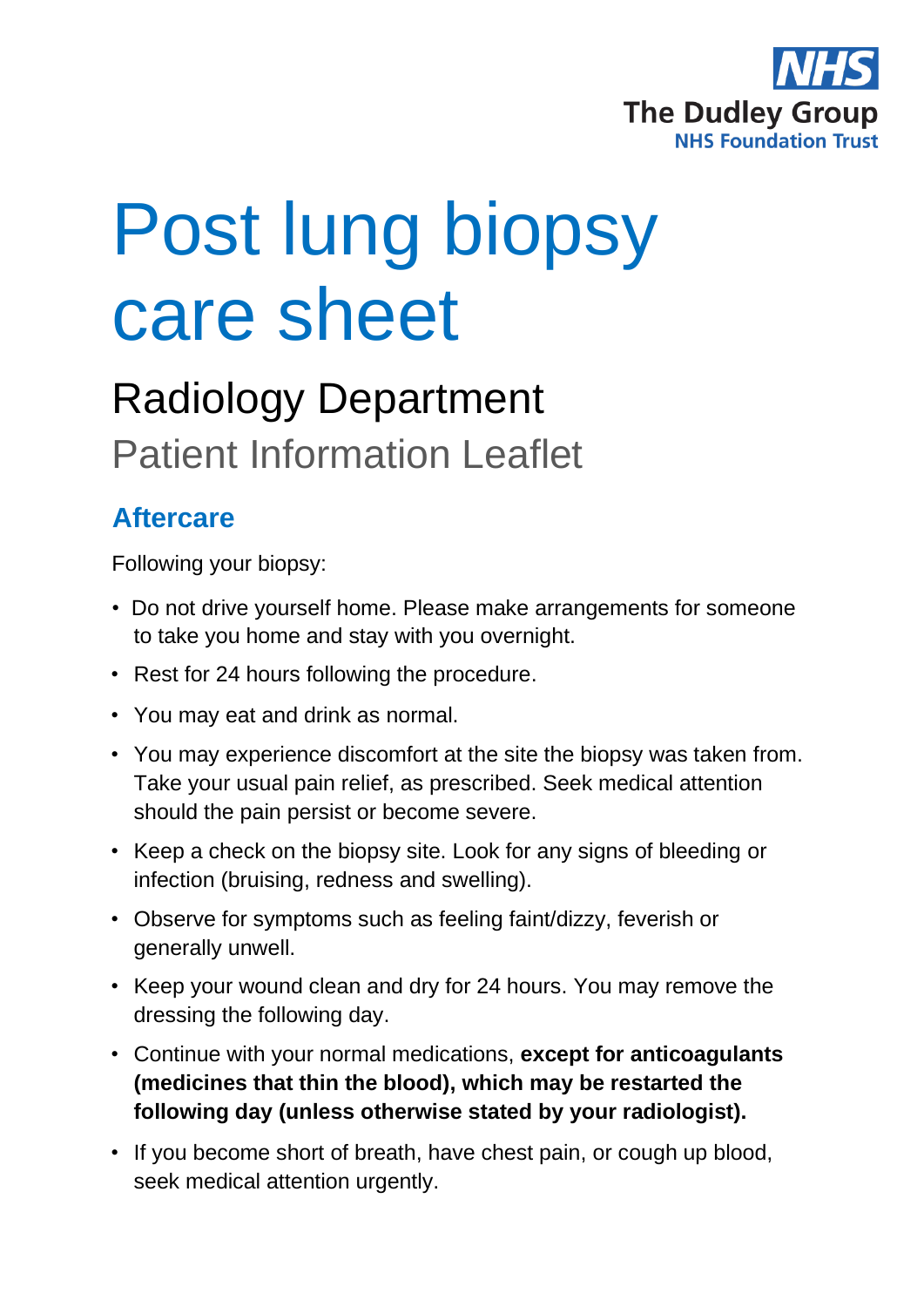NHS
The Dudley Group
NHS Foundation Trust

# Post lung biopsy care sheet

## Radiology Department

Patient Information Leaflet

### Aftercare

Following your biopsy:

- Do not drive yourself home. Please make arrangements for someone to take you home and stay with you overnight.
- Rest for 24 hours following the procedure.
- You may eat and drink as normal.
- You may experience discomfort at the site the biopsy was taken from. Take your usual pain relief, as prescribed. Seek medical attention should the pain persist or become severe.
- Keep a check on the biopsy site. Look for any signs of bleeding or infection (bruising, redness and swelling).
- Observe for symptoms such as feeling faint/dizzy, feverish or generally unwell.
- Keep your wound clean and dry for 24 hours. You may remove the dressing the following day.
- Continue with your normal medications, **except for anticoagulants (medicines that thin the blood), which may be restarted the following day (unless otherwise stated by your radiologist).**
- If you become short of breath, have chest pain, or cough up blood, seek medical attention urgently.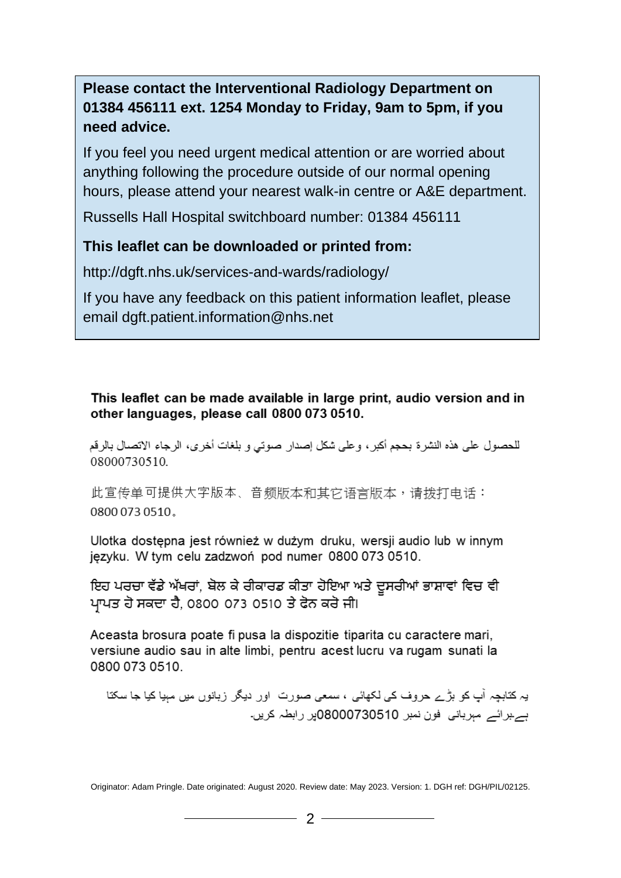**Please contact the Interventional Radiology Department on 01384 456111 ext. 1254 Monday to Friday, 9am to 5pm, if you need advice.**

If you feel you need urgent medical attention or are worried about anything following the procedure outside of our normal opening hours, please attend your nearest walk-in centre or A&E department.

Russells Hall Hospital switchboard number: 01384 456111

**This leaflet can be downloaded or printed from:**

http://dgft.nhs.uk/services-and-wards/radiology/

If you have any feedback on this patient information leaflet, please email dgft.patient.information@nhs.net

**This leaflet can be made available in large print, audio version and in other languages, please call 0800 073 0510.**

للحصول على هذه النشرة بحجم أكبر، وعلى شكل إصدار صوتي و بلغات أخرى، الرجاء الاتصال بالرقم 08000730510.

此宣传单可提供大字版本、音频版本和其它语言版本，请拨打电话：0800 073 0510。

Ulotka dostępna jest również w dużym druku, wersji audio lub w innym języku. W tym celu zadzwoń pod numer 0800 073 0510.

ਇਹ ਪਰਚਾ ਵੱਡੇ ਅੱਖਰਾਂ, ਬੋਲ ਕੇ ਰੀਕਾਰਡ ਕੀਤਾ ਹੋਇਆ ਅਤੇ ਦੂਸਰੀਆਂ ਭਾਸ਼ਾਵਾਂ ਵਿਚ ਵੀ ਪ੍ਰਾਪਤ ਹੋ ਸਕਦਾ ਹੈ, 0800 073 0510 ਤੇ ਫੋਨ ਕਰੋ ਜੀ।

Aceasta brosura poate fi pusa la dispozitie tiparita cu caractere mari, versiune audio sau in alte limbi, pentru acest lucru va rugam sunati la 0800 073 0510.

یہ کتابچہ آپ کو بڑے حروف کی لکھائی ، سمعی صورت اور دیگر زبانوں میں مہیا کیا جا سکتا ہے۔برائے مہربانی فون نمبر 08000730510پر رابطہ کریں۔

Originator: Adam Pringle. Date originated: August 2020. Review date: May 2023. Version: 1. DGH ref: DGH/PIL/02125.